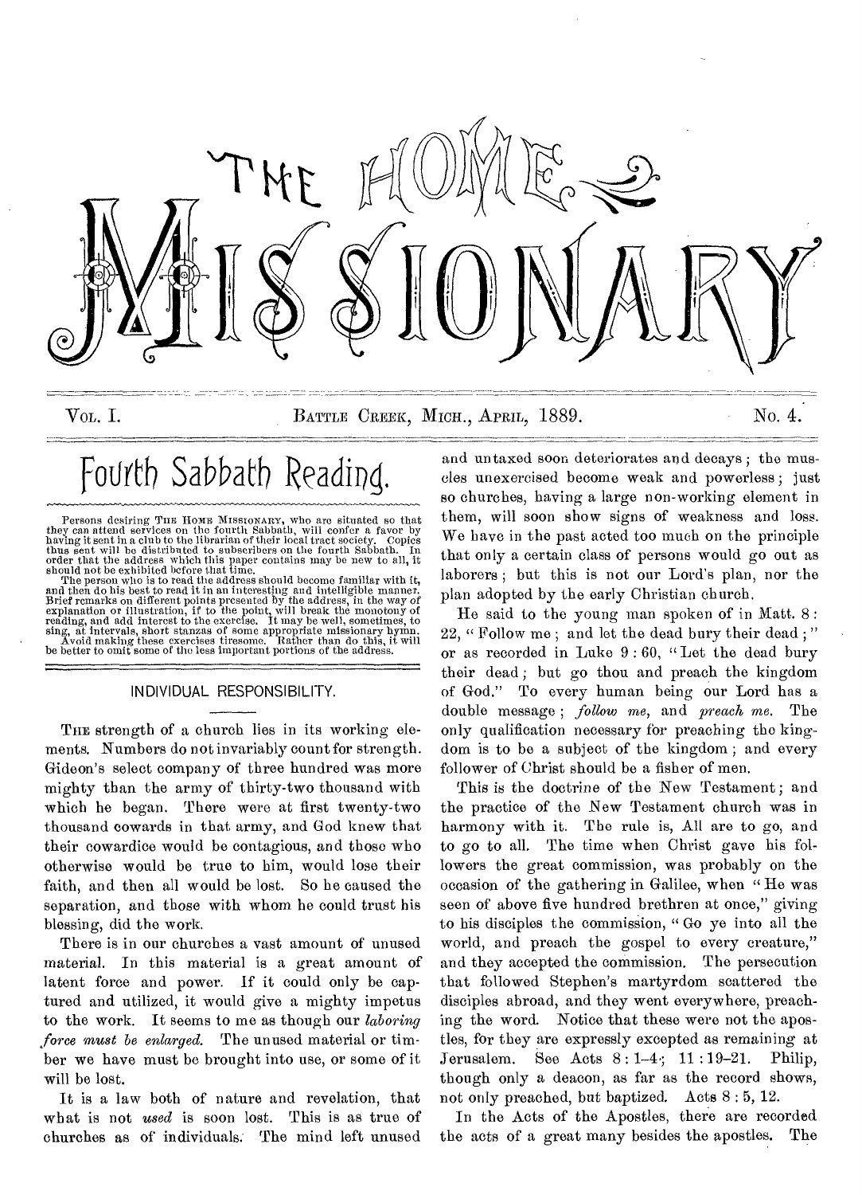# THE HOME MISSIONARY

VOL. I. BATTLE CREEK, MICH., APRIL, 1889. No. 4.

## Fourth Sabbath Reading.

Persons desiring THE HOME MISSIONARY, who are situated so that they can attend services on the fourth Sabbath, will confer a favor by having it sent in a club to the librarian of their local tract society. Copies thus sent will be distributed to subscribers on the fourth Sabbath. In order that the address which this paper contains may be new to all, it should not be exhibited before that time.

The person who is to read the address should become familiar with it, and then do his best to read it in an interesting and intelligible manner. Brief remarks on different points presented by the address, in the way of explanation or illustration, if to the point, will break the monotony of reading, and add interest to the exercise. It may be well, sometimes, to sing, at intervals, short stanzas of some appropriate missionary hymn.

Avoid making these exercises tiresome. Rather than do this, it will be better to omit some of the less important portions of the address.

### INDIVIDUAL RESPONSIBILITY.

THE strength of a church lies in its working elements. Numbers do not invariably count for strength. Gideon's select company of three hundred was more mighty than the army of thirty-two thousand with which he began. There were at first twenty-two thousand cowards in that army, and God knew that their cowardice would be contagious, and those who otherwise would be true to him, would lose their faith, and then all would be lost. So he caused the separation, and those with whom he could trust his blessing, did the work.

There is in our churches a vast amount of unused material. In this material is a great amount of latent force and power. If it could only be captured and utilized, it would give a mighty impetus to the work. It seems to me as though our *laboring force must be enlarged.* The unused material or timber we have must be brought into use, or some of it will be lost.

It is a law both of nature and revelation, that what is not *used* is soon lost. This is as true of churches as of individuals. The mind left unused and untaxed soon deteriorates and decays; the muscles unexercised become weak and powerless; just so churches, having a large non-working element in them, will soon show signs of weakness and loss. We have in the past acted too much on the principle that only a certain class of persons would go out as laborers; but this is not our Lord's plan, nor the plan adopted by the early Christian church.

He said to the young man spoken of in Matt. 8: 22, "Follow me; and let the dead bury their dead;" or as recorded in Luke 9: 60, "Let the dead bury their dead; but go thou and preach the kingdom of God." To every human being our Lord has a double message; *follow me*, and *preach me*. The only qualification necessary for preaching the kingdom is to be a subject of the kingdom; and every follower of Christ should be a fisher of men.

This is the doctrine of the New Testament; and the practice of the New Testament church was in harmony with it. The rule is, All are to go, and to go to all. The time when Christ gave his followers the great commission, was probably on the occasion of the gathering in Galilee, when "He was seen of above five hundred brethren at once," giving to his disciples the commission, "Go ye into all the world, and preach the gospel to every creature," and they accepted the commission. The persecution that followed Stephen's martyrdom scattered the disciples abroad, and they went everywhere, preaching the word. Notice that these were not the apostles, for they are expressly excepted as remaining at Jerusalem. See Acts 8: 1-4; 11: 19-21. Philip, though only a deacon, as far as the record shows, not only preached, but baptized. Acts 8: 5, 12.

In the Acts of the Apostles, there are recorded the acts of a great many besides the apostles. The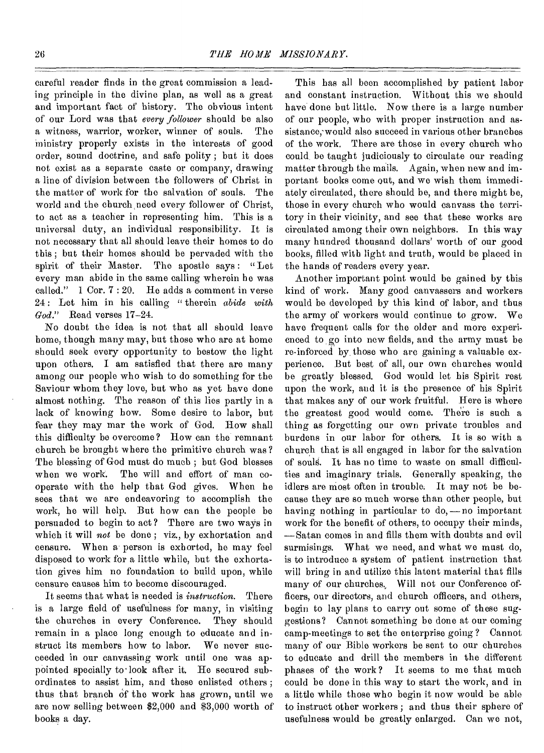careful reader finds in the great commission a leading principle in the divine plan, as well as a great and important fact of history. The obvious intent of our Lord was that *every follower* should be also a witness, warrior, worker, winner of souls. The ministry properly exists in the interests of good order, sound doctrine, and safe polity; but it does not exist as a separate caste or company, drawing a line of division between the followers of Christ in the matter of work for the salvation of souls. The world and the church need every follower of Christ, to act as a teacher in representing him. This is a universal duty, an individual responsibility. It is not necessary that all should leave their homes to do this; but their homes should be pervaded with the spirit of their Master. The apostle says: "Let every man abide in the same calling wherein he was called." 1 Cor. 7:20. He adds a comment in verse 24: Let him in his calling "therein *abide with God*." Read verses 17–24.

No doubt the idea is not that all should leave home, though many may, but those who are at home should seek every opportunity to bestow the light upon others. I am satisfied that there are many among our people who wish to do something for the Saviour whom they love, but who as yet have done almost nothing. The reason of this lies partly in a lack of knowing how. Some desire to labor, but fear they may mar the work of God. How shall this difficulty be overcome? How can the remnant church be brought where the primitive church was? The blessing of God must do much; but God blesses when we work. The will and effort of man cooperate with the help that God gives. When he sees that we are endeavoring to accomplish the work, he will help. But how can the people be persuaded to begin to act? There are two ways in which it will *not* be done; viz., by exhortation and censure. When a person is exhorted, he may feel disposed to work for a little while, but the exhortation gives him no foundation to build upon, while censure causes him to become discouraged.

It seems that what is needed is *instruction*. There is a large field of usefulness for many, in visiting the churches in every Conference. They should remain in a place long enough to educate and instruct its members how to labor. We never succeeded in our canvassing work until one was appointed specially to look after it. He secured subordinates to assist him, and these enlisted others; thus that branch of the work has grown, until we are now selling between $2,000 and $3,000 worth of books a day.

This has all been accomplished by patient labor and constant instruction. Without this we should have done but little. Now there is a large number of our people, who with proper instruction and assistance, would also succeed in various other branches of the work. There are those in every church who could be taught judiciously to circulate our reading matter through the mails. Again, when new and important books come out, and we wish them immediately circulated, there should be, and there might be, those in every church who would canvass the territory in their vicinity, and see that these works are circulated among their own neighbors. In this way many hundred thousand dollars' worth of our good books, filled with light and truth, would be placed in the hands of readers every year.

Another important point would be gained by this kind of work. Many good canvassers and workers would be developed by this kind of labor, and thus the army of workers would continue to grow. We have frequent calls for the older and more experienced to go into new fields, and the army must be re-inforced by those who are gaining a valuable experience. But best of all, our own churches would be greatly blessed. God would let his Spirit rest upon the work, and it is the presence of his Spirit that makes any of our work fruitful. Here is where the greatest good would come. There is such a thing as forgetting our own private troubles and burdens in our labor for others. It is so with a church that is all engaged in labor for the salvation of souls. It has no time to waste on small difficulties and imaginary trials. Generally speaking, the idlers are most often in trouble. It may not be because they are so much worse than other people, but having nothing in particular to do, — no important work for the benefit of others, to occupy their minds, — Satan comes in and fills them with doubts and evil surmisings. What we need, and what we must do, is to introduce a system of patient instruction that will bring in and utilize this latent material that fills many of our churches. Will not our Conference officers, our directors, and church officers, and others, begin to lay plans to carry out some of these suggestions? Cannot something be done at our coming camp-meetings to set the enterprise going? Cannot many of our Bible workers be sent to our churches to educate and drill the members in the different phases of the work? It seems to me that much could be done in this way to start the work, and in a little while those who begin it now would be able to instruct other workers; and thus their sphere of usefulness would be greatly enlarged. Can we not,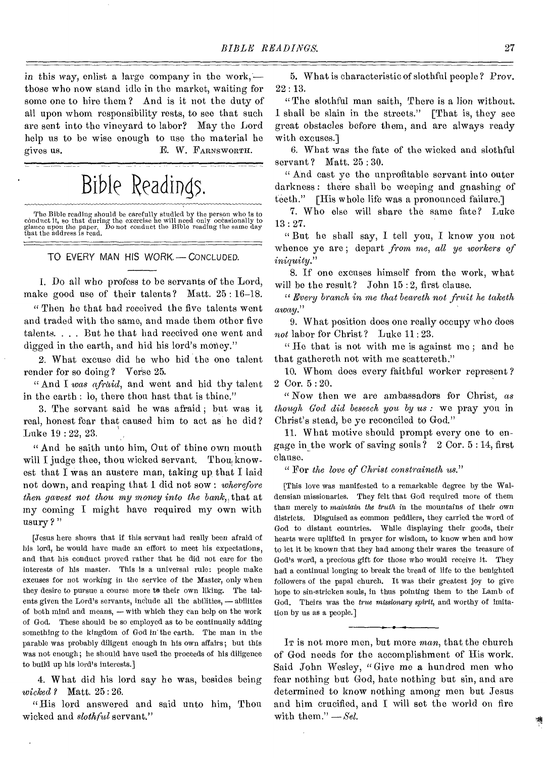in this way, enlist a large company in the work,— those who now stand idle in the market, waiting for some one to hire them? And is it not the duty of all upon whom responsibility rests, to see that such are sent into the vineyard to labor? May the Lord help us to be wise enough to use the material he gives us.

E. W. FARNSWORTH.

# Bible Readings.

The Bible reading should be carefully studied by the person who is to conduct it, so that during the exercise he will need only occasionally to glance upon the paper. Do not conduct the Bible reading the same day that the address is read.

## TO EVERY MAN HIS WORK.— CONCLUDED.

1. Do all who profess to be servants of the Lord, make good use of their talents? Matt. 25 : 16–18.

"Then he that had received the five talents went and traded with the same, and made them other five talents. . . . But he that had received one went and digged in the earth, and hid his lord's money."

2. What excuse did he who hid the one talent render for so doing? Verse 25.

"And I *was afraid*, and went and hid thy talent in the earth : lo, there thou hast that is thine."

3. The servant said he was afraid; but was it real, honest fear that caused him to act as he did? Luke 19 : 22, 23.

"And he saith unto him, Out of thine own mouth will I judge thee, thou wicked servant. Thou knowest that I was an austere man, taking up that I laid not down, and reaping that I did not sow : *wherefore then gavest not thou my money into the bank*, that at my coming I might have required my own with usury?"

[Jesus here shows that if this servant had really been afraid of his lord, he would have made an effort to meet his expectations, and that his conduct proved rather that he did not care for the interests of his master. This is a universal rule: people make excuses for not working in the service of the Master, only when they desire to pursue a course more to their own liking. The talents given the Lord's servants, include all the abilities, — abilities of both mind and means, — with which they can help on the work of God. These should be so employed as to be continually adding something to the kingdom of God in the earth. The man in the parable was probably diligent enough in his own affairs; but this was not enough; he should have used the proceeds of his diligence to build up his lord's interests.]

4. What did his lord say he was, besides being *wicked?* Matt. 25 : 26.

"His lord answered and said unto him, Thou wicked and *slothful* servant."

5. What is characteristic of slothful people? Prov. 22 : 13.

"The slothful man saith, There is a lion without. I shall be slain in the streets." [That is, they see great obstacles before them, and are always ready with excuses.]

6. What was the fate of the wicked and slothful servant? Matt. 25 : 30.

"And cast ye the unprofitable servant into outer darkness : there shall be weeping and gnashing of teeth." [His whole life was a pronounced failure.]

7. Who else will share the same fate? Luke 13 : 27.

"But he shall say, I tell you, I know you not whence ye are; depart *from me, all ye workers of iniquity*."

8. If one excuses himself from the work, what will be the result? John 15 : 2, first clause.

"*Every branch in me that beareth not fruit he taketh away.*"

9. What position does one really occupy who does *not* labor for Christ? Luke 11 : 23.

"He that is not with me is against me; and he that gathereth not with me scattereth."

10. Whom does every faithful worker represent? 2 Cor. 5 : 20.

"Now then we are ambassadors for Christ, *as though God did beseech you by us :* we pray you in Christ's stead, be ye reconciled to God."

11. What motive should prompt every one to engage in the work of saving souls? 2 Cor. 5 : 14, first clause.

"For *the love of Christ constraineth us.*"

[This love was manifested to a remarkable degree by the Waldensian missionaries. They felt that God required more of them than merely to *maintain the truth* in the mountains of their own districts. Disguised as common peddlers, they carried the word of God to distant countries. While displaying their goods, their hearts were uplifted in prayer for wisdom, to know when and how to let it be known that they had among their wares the treasure of God's word, a precious gift for those who would receive it. They had a continual longing to break the bread of life to the benighted followers of the papal church. It was their greatest joy to give hope to sin-stricken souls, in thus pointing them to the Lamb of God. Theirs was the *true missionary spirit*, and worthy of imitation by us as a people.]

---

IT is not more men, but more *man*, that the church of God needs for the accomplishment of His work. Said John Wesley, "Give me a hundred men who fear nothing but God, hate nothing but sin, and are determined to know nothing among men but Jesus and him crucified, and I will set the world on fire with them." — *Sel.*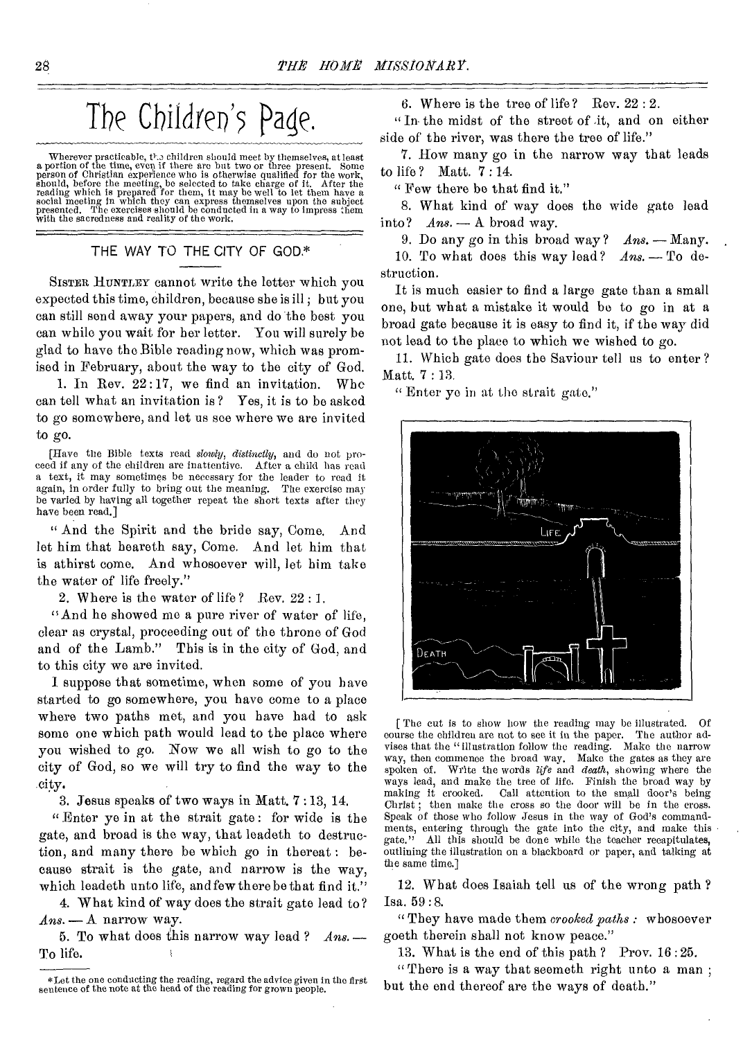# The Children's Page.

Wherever practicable, the children should meet by themselves, at least a portion of the time, even if there are but two or three present. Some person of Christian experience who is otherwise qualified for the work, should, before the meeting, be selected to take charge of it. After the reading which is prepared for them, it may be well to let them have a social meeting in which they can express themselves upon the subject presented. The exercises should be conducted in a way to impress them with the sacredness and reality of the work.

## THE WAY TO THE CITY OF GOD.*

SISTER HUNTLEY cannot write the letter which you expected this time, children, because she is ill; but you can still send away your papers, and do the best you can while you wait for her letter. You will surely be glad to have the Bible reading now, which was promised in February, about the way to the city of God.

1. In Rev. 22:17, we find an invitation. Who can tell what an invitation is? Yes, it is to be asked to go somewhere, and let us see where we are invited to go.

[Have the Bible texts read *slowly*, *distinctly*, and do not proceed if any of the children are inattentive. After a child has read a text, it may sometimes be necessary for the leader to read it again, in order fully to bring out the meaning. The exercise may be varied by having all together repeat the short texts after they have been read.]

"And the Spirit and the bride say, Come. And let him that heareth say, Come. And let him that is athirst come. And whosoever will, let him take the water of life freely."

2. Where is the water of life? Rev. 22:1.

"And he showed me a pure river of water of life, clear as crystal, proceeding out of the throne of God and of the Lamb." This is in the city of God, and to this city we are invited.

I suppose that sometime, when some of you have started to go somewhere, you have come to a place where two paths met, and you have had to ask some one which path would lead to the place where you wished to go. Now we all wish to go to the city of God, so we will try to find the way to the city.

3. Jesus speaks of two ways in Matt. 7:13, 14.

"Enter ye in at the strait gate: for wide is the gate, and broad is the way, that leadeth to destruction, and many there be which go in thereat: because strait is the gate, and narrow is the way, which leadeth unto life, and few there be that find it."

4. What kind of way does the strait gate lead to? *Ans.* — A narrow way.

5. To what does this narrow way lead? *Ans.* — To life.

*Let the one conducting the reading, regard the advice given in the first sentence of the note at the head of the reading for grown people.

6. Where is the tree of life? Rev. 22:2.

"In the midst of the street of it, and on either side of the river, was there the tree of life."

7. How many go in the narrow way that leads to life? Matt. 7:14.

"Few there be that find it."

8. What kind of way does the wide gate lead into? *Ans.* — A broad way.

9. Do any go in this broad way? *Ans.* — Many.

10. To what does this way lead? *Ans.* — To destruction.

It is much easier to find a large gate than a small one, but what a mistake it would be to go in at a broad gate because it is easy to find it, if the way did not lead to the place to which we wished to go.

11. Which gate does the Saviour tell us to enter? Matt. 7:13.

"Enter ye in at the strait gate."

LIFE

DEATH

[The cut is to show how the reading may be illustrated. Of course the children are not to see it in the paper. The author advises that the "illustration follow the reading. Make the narrow way, then commence the broad way. Make the gates as they are spoken of. Write the words *life* and *death*, showing where the ways lead, and make the tree of life. Finish the broad way by making it crooked. Call attention to the small door's being Christ; then make the cross so the door will be in the cross. Speak of those who follow Jesus in the way of God's commandments, entering through the gate into the city, and make this gate." All this should be done while the teacher recapitulates, outlining the illustration on a blackboard or paper, and talking at the same time.]

12. What does Isaiah tell us of the wrong path? Isa. 59:8.

"They have made them *crooked paths:* whosoever goeth therein shall not know peace."

13. What is the end of this path? Prov. 16:25.

"There is a way that seemeth right unto a man; but the end thereof are the ways of death."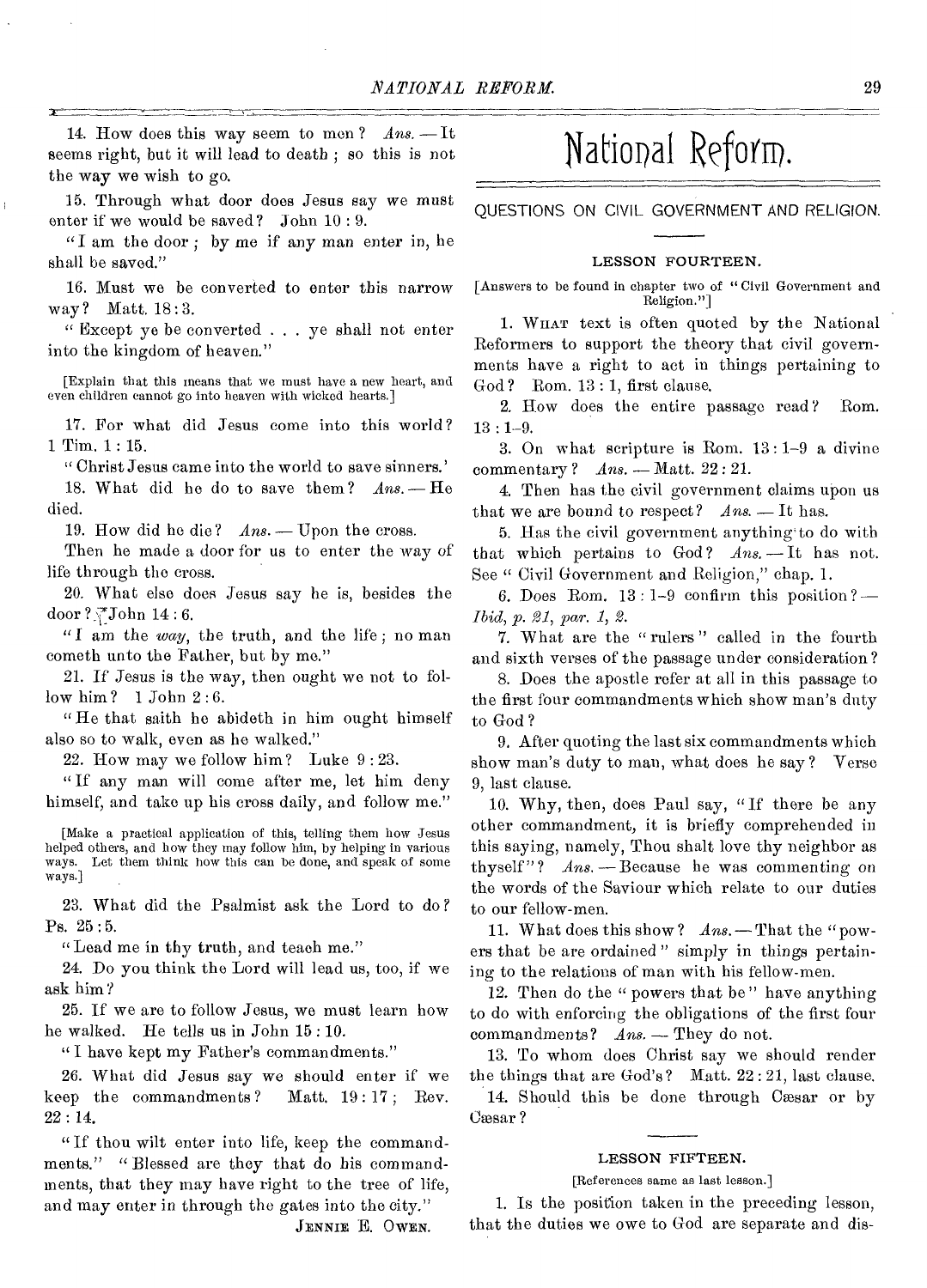14. How does this way seem to men? *Ans.* — It seems right, but it will lead to death; so this is not the way we wish to go.

15. Through what door does Jesus say we must enter if we would be saved? John 10 : 9.

"I am the door; by me if any man enter in, he shall be saved."

16. Must we be converted to enter this narrow way? Matt. 18 : 3.

"Except ye be converted . . . ye shall not enter into the kingdom of heaven."

[Explain that this means that we must have a new heart, and even children cannot go into heaven with wicked hearts.]

17. For what did Jesus come into this world? 1 Tim. 1 : 15.

"Christ Jesus came into the world to save sinners.'

18. What did he do to save them? *Ans.* — He died.

19. How did he die? *Ans.* — Upon the cross.

Then he made a door for us to enter the way of life through the cross.

20. What else does Jesus say he is, besides the door? John 14 : 6.

"I am the *way*, the truth, and the life; no man cometh unto the Father, but by me."

21. If Jesus is the way, then ought we not to follow him? 1 John 2 : 6.

"He that saith he abideth in him ought himself also so to walk, even as he walked."

22. How may we follow him? Luke 9 : 23.

"If any man will come after me, let him deny himself, and take up his cross daily, and follow me."

[Make a practical application of this, telling them how Jesus helped others, and how they may follow him, by helping in various ways. Let them think how this can be done, and speak of some ways.]

23. What did the Psalmist ask the Lord to do? Ps. 25 : 5.

"Lead me in thy truth, and teach me."

24. Do you think the Lord will lead us, too, if we ask him?

25. If we are to follow Jesus, we must learn how he walked. He tells us in John 15 : 10.

"I have kept my Father's commandments."

26. What did Jesus say we should enter if we keep the commandments? Matt. 19 : 17; Rev. 22 : 14.

"If thou wilt enter into life, keep the commandments." "Blessed are they that do his commandments, that they may have right to the tree of life, and may enter in through the gates into the city."

JENNIE E. OWEN.

# National Reform.

## QUESTIONS ON CIVIL GOVERNMENT AND RELIGION.

### LESSON FOURTEEN.

[Answers to be found in chapter two of "Civil Government and Religion."]

1. WHAT text is often quoted by the National Reformers to support the theory that civil governments have a right to act in things pertaining to God? Rom. 13 : 1, first clause.

2. How does the entire passage read? Rom. 13 : 1–9.

3. On what scripture is Rom. 13 : 1–9 a divine commentary? *Ans.* — Matt. 22 : 21.

4. Then has the civil government claims upon us that we are bound to respect? *Ans.* — It has.

5. Has the civil government anything to do with that which pertains to God? *Ans.* — It has not. See "Civil Government and Religion," chap. 1.

6. Does Rom. 13 : 1–9 confirm this position? — *Ibid, p. 21, par. 1, 2.*

7. What are the "rulers" called in the fourth and sixth verses of the passage under consideration?

8. Does the apostle refer at all in this passage to the first four commandments which show man's duty to God?

9. After quoting the last six commandments which show man's duty to man, what does he say? Verse 9, last clause.

10. Why, then, does Paul say, "If there be any other commandment, it is briefly comprehended in this saying, namely, Thou shalt love thy neighbor as thyself"? *Ans.* — Because he was commenting on the words of the Saviour which relate to our duties to our fellow-men.

11. What does this show? *Ans.* — That the "powers that be are ordained" simply in things pertaining to the relations of man with his fellow-men.

12. Then do the "powers that be" have anything to do with enforcing the obligations of the first four commandments? *Ans.* — They do not.

13. To whom does Christ say we should render the things that are God's? Matt. 22 : 21, last clause.

14. Should this be done through Cæsar or by Cæsar?

### LESSON FIFTEEN.

[References same as last lesson.]

1. Is the position taken in the preceding lesson, that the duties we owe to God are separate and dis-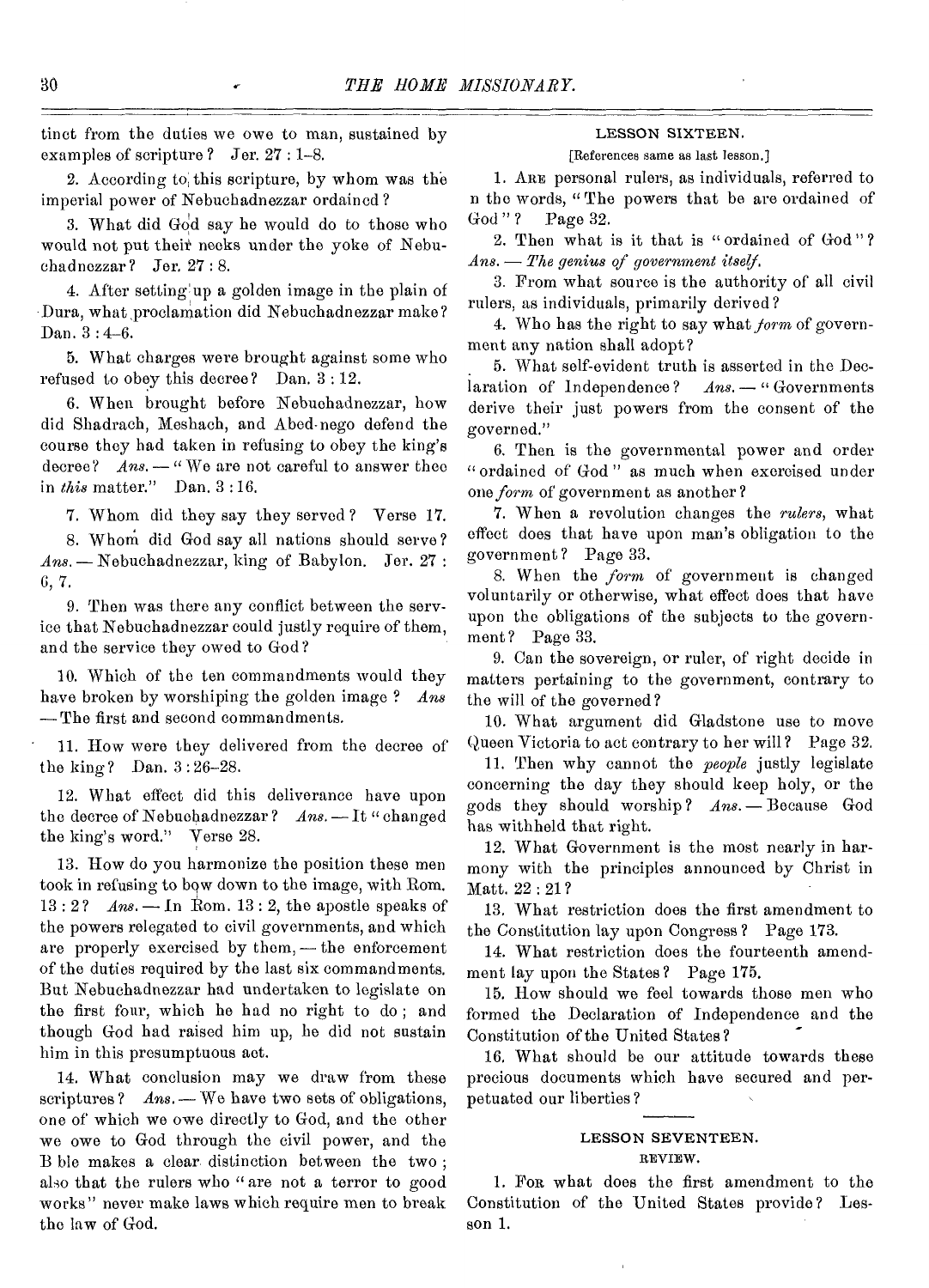tinct from the duties we owe to man, sustained by examples of scripture? Jer. 27 : 1–8.

2. According to this scripture, by whom was the imperial power of Nebuchadnezzar ordained?

3. What did God say he would do to those who would not put their necks under the yoke of Nebuchadnezzar? Jer. 27 : 8.

4. After setting up a golden image in the plain of Dura, what proclamation did Nebuchadnezzar make? Dan. 3 : 4–6.

5. What charges were brought against some who refused to obey this decree? Dan. 3 : 12.

6. When brought before Nebuchadnezzar, how did Shadrach, Meshach, and Abed-nego defend the course they had taken in refusing to obey the king's decree? *Ans.* — "We are not careful to answer thee in *this* matter." Dan. 3 : 16.

7. Whom did they say they served? Verse 17.

8. Whom did God say all nations should serve? *Ans.* — Nebuchadnezzar, king of Babylon. Jer. 27 : 6, 7.

9. Then was there any conflict between the service that Nebuchadnezzar could justly require of them, and the service they owed to God?

10. Which of the ten commandments would they have broken by worshiping the golden image? *Ans* — The first and second commandments.

11. How were they delivered from the decree of the king? Dan. 3 : 26–28.

12. What effect did this deliverance have upon the decree of Nebuchadnezzar? *Ans.* — It "changed the king's word." Verse 28.

13. How do you harmonize the position these men took in refusing to bow down to the image, with Rom. 13 : 2? *Ans.* — In Rom. 13 : 2, the apostle speaks of the powers relegated to civil governments, and which are properly exercised by them, — the enforcement of the duties required by the last six commandments. But Nebuchadnezzar had undertaken to legislate on the first four, which he had no right to do; and though God had raised him up, he did not sustain him in this presumptuous act.

14. What conclusion may we draw from these scriptures? *Ans.* — We have two sets of obligations, one of which we owe directly to God, and the other we owe to God through the civil power, and the Bible makes a clear distinction between the two; also that the rulers who "are not a terror to good works" never make laws which require men to break the law of God.

### LESSON SIXTEEN.

[References same as last lesson.]

1. Are personal rulers, as individuals, referred to in the words, "The powers that be are ordained of God"? Page 32.

2. Then what is it that is "ordained of God"? *Ans. — The genius of government itself.*

3. From what source is the authority of all civil rulers, as individuals, primarily derived?

4. Who has the right to say what *form* of government any nation shall adopt?

5. What self-evident truth is asserted in the Declaration of Independence? *Ans.* — "Governments derive their just powers from the consent of the governed."

6. Then is the governmental power and order "ordained of God" as much when exercised under one *form* of government as another?

7. When a revolution changes the *rulers*, what effect does that have upon man's obligation to the government? Page 33.

8. When the *form* of government is changed voluntarily or otherwise, what effect does that have upon the obligations of the subjects to the government? Page 33.

9. Can the sovereign, or ruler, of right decide in matters pertaining to the government, contrary to the will of the governed?

10. What argument did Gladstone use to move Queen Victoria to act contrary to her will? Page 32.

11. Then why cannot the *people* justly legislate concerning the day they should keep holy, or the gods they should worship? *Ans.* — Because God has withheld that right.

12. What Government is the most nearly in harmony with the principles announced by Christ in Matt. 22 : 21?

13. What restriction does the first amendment to the Constitution lay upon Congress? Page 173.

14. What restriction does the fourteenth amendment lay upon the States? Page 175.

15. How should we feel towards those men who formed the Declaration of Independence and the Constitution of the United States?

16. What should be our attitude towards these precious documents which have secured and perpetuated our liberties?

### LESSON SEVENTEEN.

REVIEW.

1. For what does the first amendment to the Constitution of the United States provide? Lesson 1.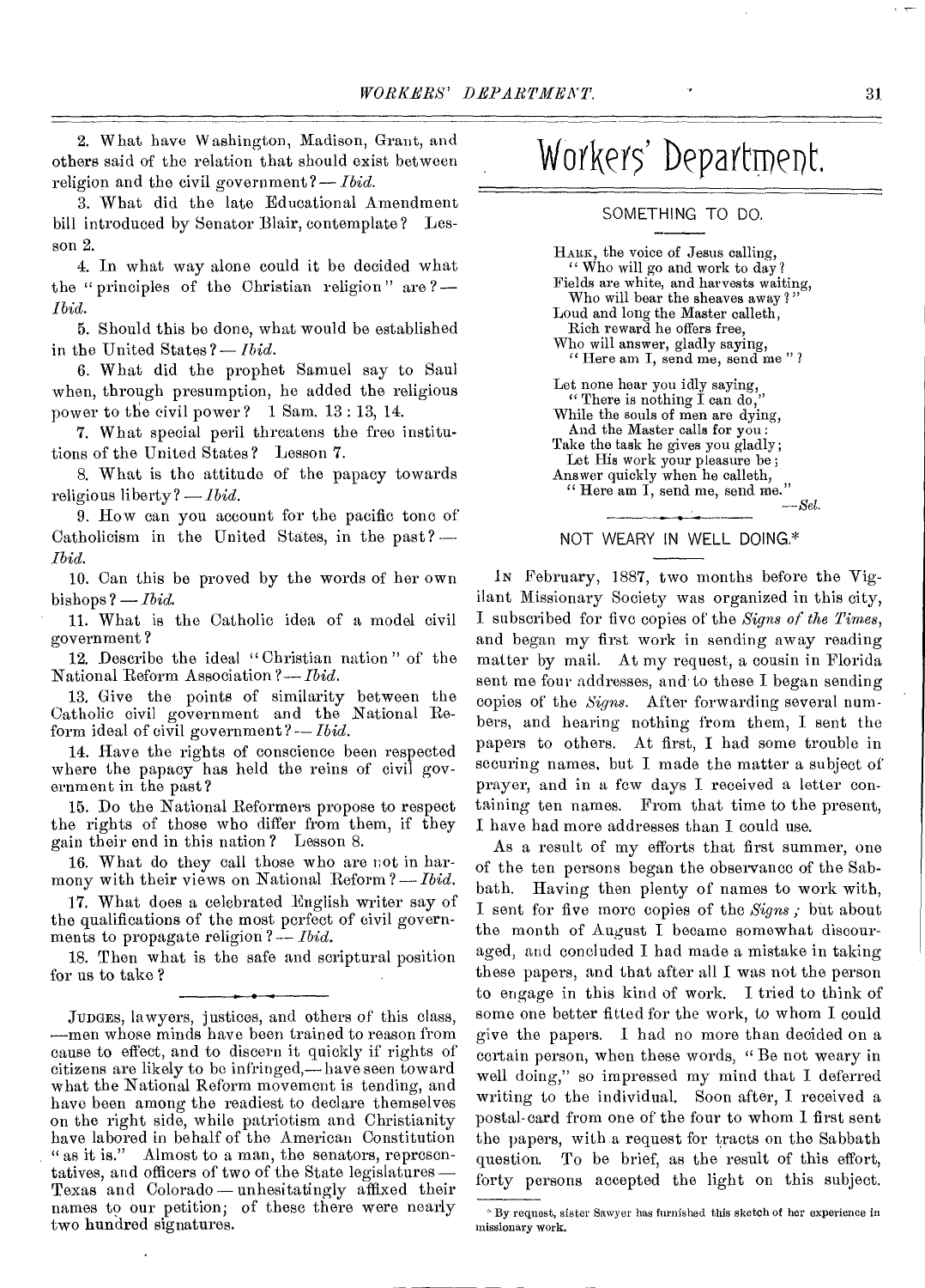2. What have Washington, Madison, Grant, and others said of the relation that should exist between religion and the civil government? — *Ibid.*

3. What did the late Educational Amendment bill introduced by Senator Blair, contemplate? Lesson 2.

4. In what way alone could it be decided what the "principles of the Christian religion" are? — *Ibid.*

5. Should this be done, what would be established in the United States? — *Ibid.*

6. What did the prophet Samuel say to Saul when, through presumption, he added the religious power to the civil power? 1 Sam. 13 : 13, 14.

7. What special peril threatens the free institutions of the United States? Lesson 7.

8. What is the attitude of the papacy towards religious liberty? — *Ibid.*

9. How can you account for the pacific tone of Catholicism in the United States, in the past? — *Ibid.*

10. Can this be proved by the words of her own bishops? — *Ibid.*

11. What is the Catholic idea of a model civil government?

12. Describe the ideal "Christian nation" of the National Reform Association? — *Ibid.*

13. Give the points of similarity between the Catholic civil government and the National Reform ideal of civil government? — *Ibid.*

14. Have the rights of conscience been respected where the papacy has held the reins of civil government in the past?

15. Do the National Reformers propose to respect the rights of those who differ from them, if they gain their end in this nation? Lesson 8.

16. What do they call those who are not in harmony with their views on National Reform? — *Ibid.*

17. What does a celebrated English writer say of the qualifications of the most perfect of civil governments to propagate religion? — *Ibid.*

18. Then what is the safe and scriptural position for us to take?

---

JUDGES, lawyers, justices, and others of this class, — men whose minds have been trained to reason from cause to effect, and to discern it quickly if rights of citizens are likely to be infringed, — have seen toward what the National Reform movement is tending, and have been among the readiest to declare themselves on the right side, while patriotism and Christianity have labored in behalf of the American Constitution "as it is." Almost to a man, the senators, representatives, and officers of two of the State legislatures — Texas and Colorado — unhesitatingly affixed their names to our petition; of these there were nearly two hundred signatures.

# Workers' Department.

## SOMETHING TO DO.

HARK, the voice of Jesus calling,
"Who will go and work to day?
Fields are white, and harvests waiting,
Who will bear the sheaves away?"
Loud and long the Master calleth,
Rich reward he offers free,
Who will answer, gladly saying,
"Here am I, send me, send me"?

Let none hear you idly saying,
"There is nothing I can do,"
While the souls of men are dying,
And the Master calls for you:
Take the task he gives you gladly;
Let His work your pleasure be;
Answer quickly when he calleth,
"Here am I, send me, send me."

—*Sel.*

## NOT WEARY IN WELL DOING.*

IN February, 1887, two months before the Vigilant Missionary Society was organized in this city, I subscribed for five copies of the *Signs of the Times*, and began my first work in sending away reading matter by mail. At my request, a cousin in Florida sent me four addresses, and to these I began sending copies of the *Signs*. After forwarding several numbers, and hearing nothing from them, I sent the papers to others. At first, I had some trouble in securing names, but I made the matter a subject of prayer, and in a few days I received a letter containing ten names. From that time to the present, I have had more addresses than I could use.

As a result of my efforts that first summer, one of the ten persons began the observance of the Sabbath. Having then plenty of names to work with, I sent for five more copies of the *Signs*; but about the month of August I became somewhat discouraged, and concluded I had made a mistake in taking these papers, and that after all I was not the person to engage in this kind of work. I tried to think of some one better fitted for the work, to whom I could give the papers. I had no more than decided on a certain person, when these words, "Be not weary in well doing," so impressed my mind that I deferred writing to the individual. Soon after, I received a postal-card from one of the four to whom I first sent the papers, with a request for tracts on the Sabbath question. To be brief, as the result of this effort, forty persons accepted the light on this subject.

\* By request, sister Sawyer has furnished this sketch of her experience in missionary work.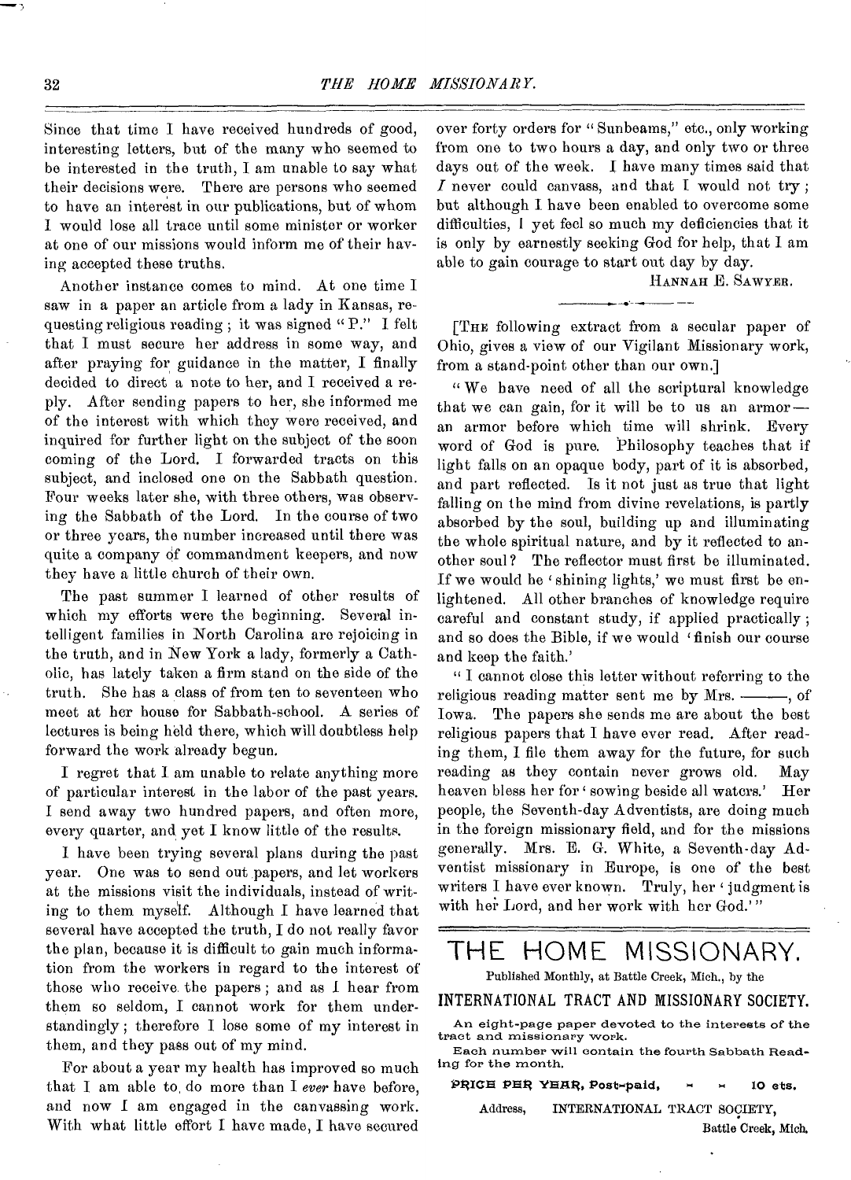Since that time I have received hundreds of good, interesting letters, but of the many who seemed to be interested in the truth, I am unable to say what their decisions were. There are persons who seemed to have an interest in our publications, but of whom I would lose all trace until some minister or worker at one of our missions would inform me of their having accepted these truths.

Another instance comes to mind. At one time I saw in a paper an article from a lady in Kansas, requesting religious reading; it was signed "P." I felt that I must secure her address in some way, and after praying for guidance in the matter, I finally decided to direct a note to her, and I received a reply. After sending papers to her, she informed me of the interest with which they were received, and inquired for further light on the subject of the soon coming of the Lord. I forwarded tracts on this subject, and inclosed one on the Sabbath question. Four weeks later she, with three others, was observing the Sabbath of the Lord. In the course of two or three years, the number increased until there was quite a company of commandment keepers, and now they have a little church of their own.

The past summer I learned of other results of which my efforts were the beginning. Several intelligent families in North Carolina are rejoicing in the truth, and in New York a lady, formerly a Catholic, has lately taken a firm stand on the side of the truth. She has a class of from ten to seventeen who meet at her house for Sabbath-school. A series of lectures is being held there, which will doubtless help forward the work already begun.

I regret that I am unable to relate anything more of particular interest in the labor of the past years. I send away two hundred papers, and often more, every quarter, and yet I know little of the results.

I have been trying several plans during the past year. One was to send out papers, and let workers at the missions visit the individuals, instead of writing to them myself. Although I have learned that several have accepted the truth, I do not really favor the plan, because it is difficult to gain much information from the workers in regard to the interest of those who receive the papers; and as I hear from them so seldom, I cannot work for them understandingly; therefore I lose some of my interest in them, and they pass out of my mind.

For about a year my health has improved so much that I am able to do more than I *ever* have before, and now I am engaged in the canvassing work. With what little effort I have made, I have secured over forty orders for "Sunbeams," etc., only working from one to two hours a day, and only two or three days out of the week. I have many times said that *I* never could canvass, and that I would not try; but although I have been enabled to overcome some difficulties, I yet feel so much my deficiencies that it is only by earnestly seeking God for help, that I am able to gain courage to start out day by day.

HANNAH E. SAWYER.

---

[THE following extract from a secular paper of Ohio, gives a view of our Vigilant Missionary work, from a stand-point other than our own.]

"We have need of all the scriptural knowledge that we can gain, for it will be to us an armor—an armor before which time will shrink. Every word of God is pure. Philosophy teaches that if light falls on an opaque body, part of it is absorbed, and part reflected. Is it not just as true that light falling on the mind from divine revelations, is partly absorbed by the soul, building up and illuminating the whole spiritual nature, and by it reflected to another soul? The reflector must first be illuminated. If we would be 'shining lights,' we must first be enlightened. All other branches of knowledge require careful and constant study, if applied practically; and so does the Bible, if we would 'finish our course and keep the faith.'

"I cannot close this letter without referring to the religious reading matter sent me by Mrs. ———, of Iowa. The papers she sends me are about the best religious papers that I have ever read. After reading them, I file them away for the future, for such reading as they contain never grows old. May heaven bless her for 'sowing beside all waters.' Her people, the Seventh-day Adventists, are doing much in the foreign missionary field, and for the missions generally. Mrs. E. G. White, a Seventh-day Adventist missionary in Europe, is one of the best writers I have ever known. Truly, her 'judgment is with her Lord, and her work with her God.'"

---

# THE HOME MISSIONARY.

Published Monthly, at Battle Creek, Mich., by the

## INTERNATIONAL TRACT AND MISSIONARY SOCIETY.

An eight-page paper devoted to the interests of the tract and missionary work.

Each number will contain the fourth Sabbath Reading for the month.

**PRICE PER YEAR, Post-paid, - - 10 cts.**

Address, INTERNATIONAL TRACT SOCIETY,
Battle Creek, Mich.